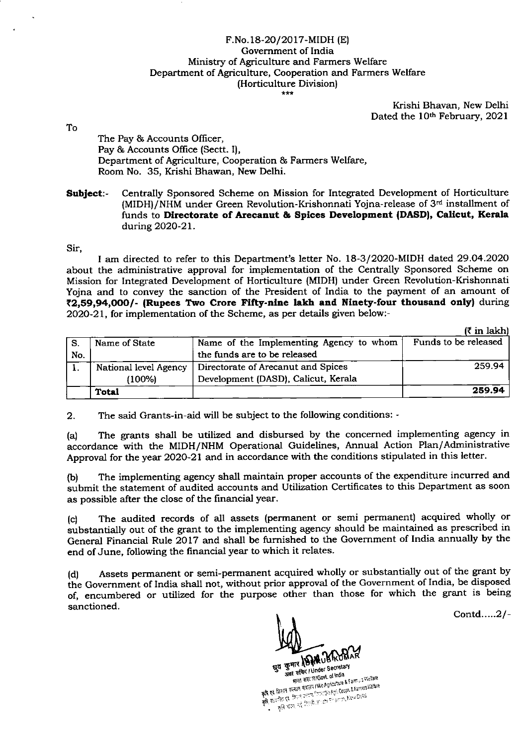F.No.18-20/2017-MIDH (E)
Government of India
Ministry of Agriculture and Farmers Welfare
Department of Agriculture, Cooperation and Farmers Welfare
(Horticulture Division)

\*\*\*

Krishi Bhavan, New Delhi
Dated the 10th February, 2021

To

The Pay & Accounts Officer,
Pay & Accounts Office (Sectt. I),
Department of Agriculture, Cooperation & Farmers Welfare,
Room No. 35, Krishi Bhavan, New Delhi.

**Subject**:- Centrally Sponsored Scheme on Mission for Integrated Development of Horticulture (MIDH)/NHM under Green Revolution-Krishonnati Yojna-release of 3rd installment of funds to **Directorate of Arecanut & Spices Development (DASD), Calicut, Kerala** during 2020-21.

Sir,

I am directed to refer to this Department's letter No. 18-3/2020-MIDH dated 29.04.2020 about the administrative approval for implementation of the Centrally Sponsored Scheme on Mission for Integrated Development of Horticulture (MIDH) under Green Revolution-Krishonnati Yojna and to convey the sanction of the President of India to the payment of an amount of **₹2,59,94,000/- (Rupees Two Crore Fifty-nine lakh and Ninety-four thousand only)** during 2020-21, for implementation of the Scheme, as per details given below:-

(₹ in lakh)

| S. No. | Name of State | Name of the Implementing Agency to whom the funds are to be released | Funds to be released |
|---|---|---|---|
| 1. | National level Agency (100%) | Directorate of Arecanut and Spices Development (DASD), Calicut, Kerala | 259.94 |
| | **Total** | | **259.94** |

2. The said Grants-in-aid will be subject to the following conditions: -

(a) The grants shall be utilized and disbursed by the concerned implementing agency in accordance with the MIDH/NHM Operational Guidelines, Annual Action Plan/Administrative Approval for the year 2020-21 and in accordance with the conditions stipulated in this letter.

(b) The implementing agency shall maintain proper accounts of the expenditure incurred and submit the statement of audited accounts and Utilization Certificates to this Department as soon as possible after the close of the financial year.

(c) The audited records of all assets (permanent or semi permanent) acquired wholly or substantially out of the grant to the implementing agency should be maintained as prescribed in General Financial Rule 2017 and shall be furnished to the Government of India annually by the end of June, following the financial year to which it relates.

(d) Assets permanent or semi-permanent acquired wholly or substantially out of the grant by the Government of India shall not, without prior approval of the Government of India, be disposed of, encumbered or utilized for the purpose other than those for which the grant is being sanctioned.

Contd.....2/-

ध्रुव कुमार / DHRUV KUMAR
अवर सचिव / Under Secretary
भारत सरकार / Govt. of India
कृषि एवं किसान कल्याण मंत्रालय / M/o Agriculture & Farmers Welfare
कृषि, सहकारिता एवं किसान कल्याण विभाग / D/o Agri. Coopn. & Farmers Welfare
कृषि भवन, नई दिल्ली / Krishi Bhawan, New Delhi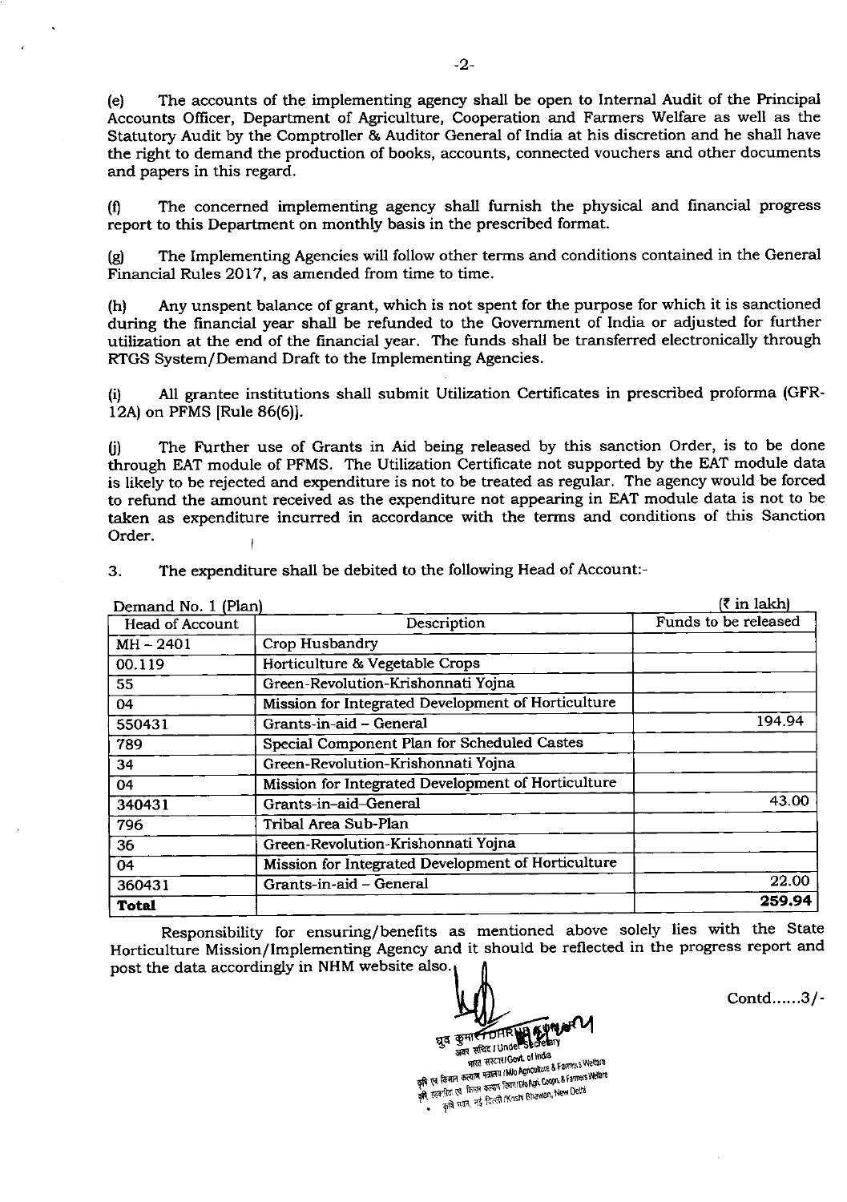(e) The accounts of the implementing agency shall be open to Internal Audit of the Principal Accounts Officer, Department of Agriculture, Cooperation and Farmers Welfare as well as the Statutory Audit by the Comptroller & Auditor General of India at his discretion and he shall have the right to demand the production of books, accounts, connected vouchers and other documents and papers in this regard.

(f) The concerned implementing agency shall furnish the physical and financial progress report to this Department on monthly basis in the prescribed format.

(g) The Implementing Agencies will follow other terms and conditions contained in the General Financial Rules 2017, as amended from time to time.

(h) Any unspent balance of grant, which is not spent for the purpose for which it is sanctioned during the financial year shall be refunded to the Government of India or adjusted for further utilization at the end of the financial year. The funds shall be transferred electronically through RTGS System/Demand Draft to the Implementing Agencies.

(i) All grantee institutions shall submit Utilization Certificates in prescribed proforma (GFR-12A) on PFMS [Rule 86(6)].

(j) The Further use of Grants in Aid being released by this sanction Order, is to be done through EAT module of PFMS. The Utilization Certificate not supported by the EAT module data is likely to be rejected and expenditure is not to be treated as regular. The agency would be forced to refund the amount received as the expenditure not appearing in EAT module data is not to be taken as expenditure incurred in accordance with the terms and conditions of this Sanction Order.

3. The expenditure shall be debited to the following Head of Account:-

Demand No. 1 (Plan) (₹ in lakh)

| Head of Account | Description | Funds to be released |
|---|---|---|
| MH – 2401 | Crop Husbandry | |
| 00.119 | Horticulture & Vegetable Crops | |
| 55 | Green-Revolution-Krishonnati Yojna | |
| 04 | Mission for Integrated Development of Horticulture | |
| 550431 | Grants-in-aid – General | 194.94 |
| 789 | Special Component Plan for Scheduled Castes | |
| 34 | Green-Revolution-Krishonnati Yojna | |
| 04 | Mission for Integrated Development of Horticulture | |
| 340431 | Grants-in-aid–General | 43.00 |
| 796 | Tribal Area Sub-Plan | |
| 36 | Green-Revolution-Krishonnati Yojna | |
| 04 | Mission for Integrated Development of Horticulture | |
| 360431 | Grants-in-aid – General | 22.00 |
| **Total** | | **259.94** |

Responsibility for ensuring/benefits as mentioned above solely lies with the State Horticulture Mission/Implementing Agency and it should be reflected in the progress report and post the data accordingly in NHM website also.

ध्रुव कुमार / DHRUV KUMAR
अवर सचिव / Under Secretary
भारत सरकार / Govt. of India
कृषि एवं किसान कल्याण मंत्रालय / M/o Agriculture & Farmers Welfare
कृषि सहकारिता एवं किसान कल्याण विभाग / D/o Agri. Coopn. & Farmers Welfare
कृषि भवन, नई दिल्ली / Krishi Bhawan, New Delhi

Contd......3/-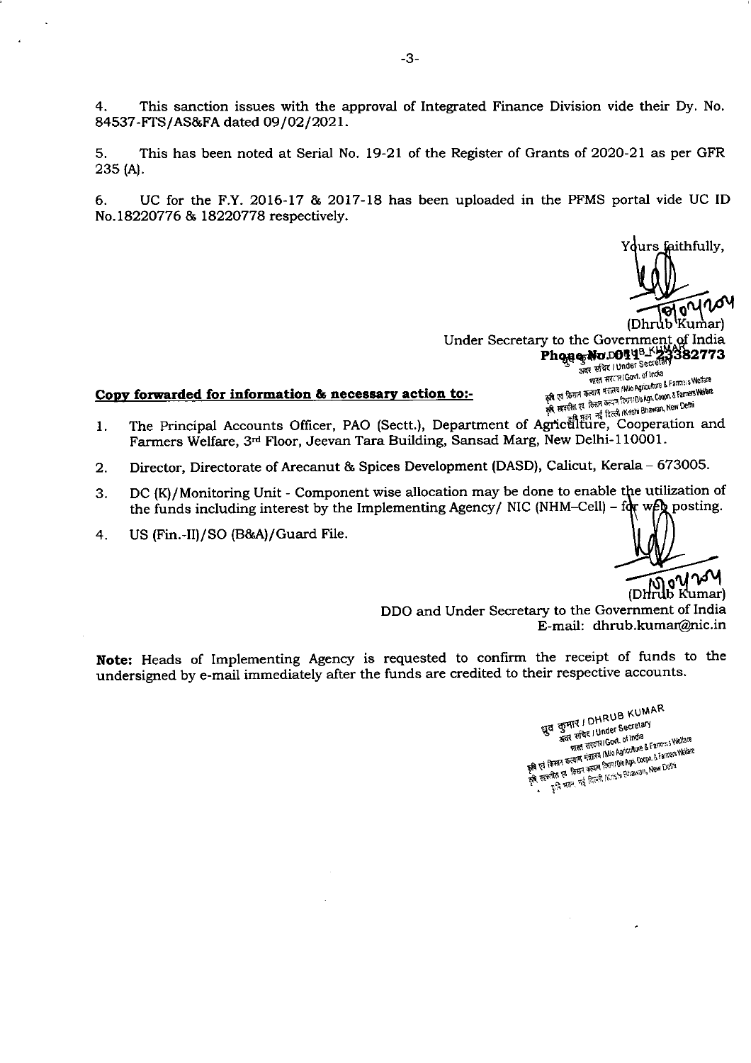4. This sanction issues with the approval of Integrated Finance Division vide their Dy. No. 84537-FTS/AS&FA dated 09/02/2021.

5. This has been noted at Serial No. 19-21 of the Register of Grants of 2020-21 as per GFR 235 (A).

6. UC for the F.Y. 2016-17 & 2017-18 has been uploaded in the PFMS portal vide UC ID No.18220776 & 18220778 respectively.

Yours faithfully,

(Dhrub Kumar)
Under Secretary to the Government of India
Phone No.011-23382773

**Copy forwarded for information & necessary action to:-**

1. The Principal Accounts Officer, PAO (Sectt.), Department of Agriculture, Cooperation and Farmers Welfare, 3rd Floor, Jeevan Tara Building, Sansad Marg, New Delhi-110001.
2. Director, Directorate of Arecanut & Spices Development (DASD), Calicut, Kerala – 673005.
3. DC (K)/Monitoring Unit - Component wise allocation may be done to enable the utilization of the funds including interest by the Implementing Agency/ NIC (NHM–Cell) – for web posting.
4. US (Fin.-II)/SO (B&A)/Guard File.

(Dhrub Kumar)
DDO and Under Secretary to the Government of India
E-mail: dhrub.kumar@nic.in

**Note:** Heads of Implementing Agency is requested to confirm the receipt of funds to the undersigned by e-mail immediately after the funds are credited to their respective accounts.

ध्रुव कुमार / DHRUB KUMAR
अवर सचिव / Under Secretary
भारत सरकार / Govt. of India
कृषि एवं किसान कल्याण मंत्रालय / M/o Agriculture & Farmers Welfare
कृषि सहकारिता एवं किसान कल्याण विभाग / D/o Agri. Coopn. & Farmers Welfare
कृषि भवन, नई दिल्ली / Krishi Bhawan, New Delhi